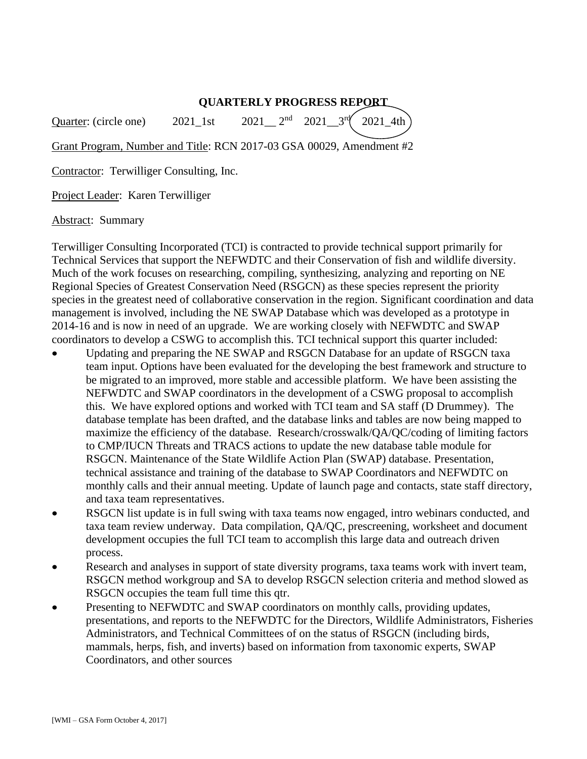**QUARTERLY PROGRESS REPORT**

Quarter: (circle one) 2021_1st 2021__ 2nd 2021__3rd **(2021_4th)**

Grant Program, Number and Title: RCN 2017-03 GSA 00029, Amendment #2

Contractor: Terwilliger Consulting, Inc.

Project Leader: Karen Terwilliger

Abstract: Summary

Terwilliger Consulting Incorporated (TCI) is contracted to provide technical support primarily for Technical Services that support the NEFWDTC and their Conservation of fish and wildlife diversity. Much of the work focuses on researching, compiling, synthesizing, analyzing and reporting on NE Regional Species of Greatest Conservation Need (RSGCN) as these species represent the priority species in the greatest need of collaborative conservation in the region. Significant coordination and data management is involved, including the NE SWAP Database which was developed as a prototype in 2014-16 and is now in need of an upgrade. We are working closely with NEFWDTC and SWAP coordinators to develop a CSWG to accomplish this. TCI technical support this quarter included:

- Updating and preparing the NE SWAP and RSGCN Database for an update of RSGCN taxa team input. Options have been evaluated for the developing the best framework and structure to be migrated to an improved, more stable and accessible platform. We have been assisting the NEFWDTC and SWAP coordinators in the development of a CSWG proposal to accomplish this. We have explored options and worked with TCI team and SA staff (D Drummey). The database template has been drafted, and the database links and tables are now being mapped to maximize the efficiency of the database. Research/crosswalk/QA/QC/coding of limiting factors to CMP/IUCN Threats and TRACS actions to update the new database table module for RSGCN. Maintenance of the State Wildlife Action Plan (SWAP) database. Presentation, technical assistance and training of the database to SWAP Coordinators and NEFWDTC on monthly calls and their annual meeting. Update of launch page and contacts, state staff directory, and taxa team representatives.
- RSGCN list update is in full swing with taxa teams now engaged, intro webinars conducted, and taxa team review underway. Data compilation, QA/QC, prescreening, worksheet and document development occupies the full TCI team to accomplish this large data and outreach driven process.
- Research and analyses in support of state diversity programs, taxa teams work with invert team, RSGCN method workgroup and SA to develop RSGCN selection criteria and method slowed as RSGCN occupies the team full time this qtr.
- Presenting to NEFWDTC and SWAP coordinators on monthly calls, providing updates, presentations, and reports to the NEFWDTC for the Directors, Wildlife Administrators, Fisheries Administrators, and Technical Committees of on the status of RSGCN (including birds, mammals, herps, fish, and inverts) based on information from taxonomic experts, SWAP Coordinators, and other sources

[WMI – GSA Form October 4, 2017]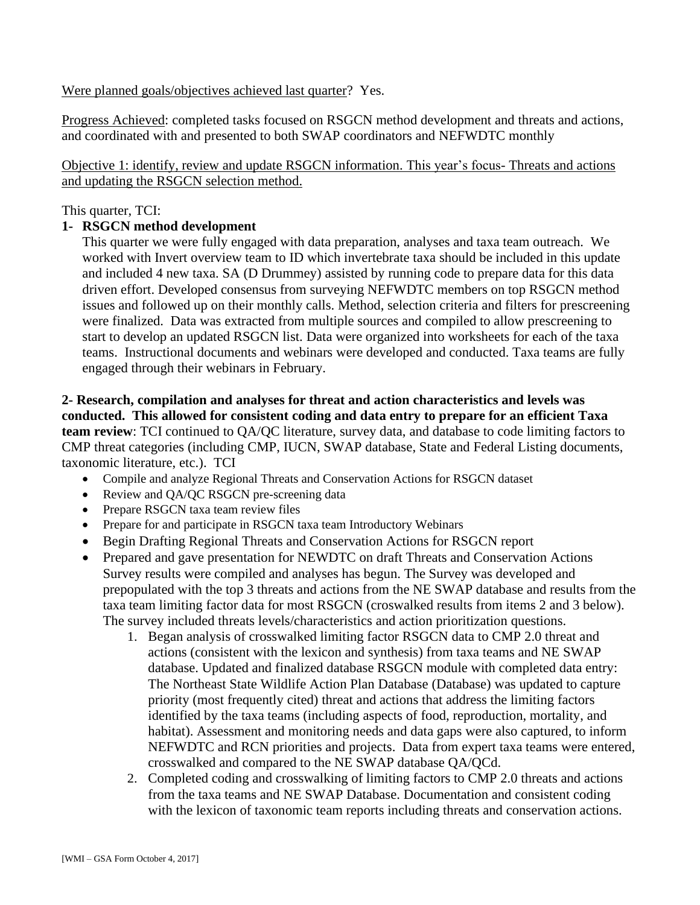Were planned goals/objectives achieved last quarter? Yes.

Progress Achieved: completed tasks focused on RSGCN method development and threats and actions, and coordinated with and presented to both SWAP coordinators and NEFWDTC monthly

Objective 1: identify, review and update RSGCN information. This year's focus- Threats and actions and updating the RSGCN selection method.

This quarter, TCI:

1- **RSGCN method development**

This quarter we were fully engaged with data preparation, analyses and taxa team outreach. We worked with Invert overview team to ID which invertebrate taxa should be included in this update and included 4 new taxa. SA (D Drummey) assisted by running code to prepare data for this data driven effort. Developed consensus from surveying NEFWDTC members on top RSGCN method issues and followed up on their monthly calls. Method, selection criteria and filters for prescreening were finalized. Data was extracted from multiple sources and compiled to allow prescreening to start to develop an updated RSGCN list. Data were organized into worksheets for each of the taxa teams. Instructional documents and webinars were developed and conducted. Taxa teams are fully engaged through their webinars in February.

**2- Research, compilation and analyses for threat and action characteristics and levels was conducted. This allowed for consistent coding and data entry to prepare for an efficient Taxa team review**: TCI continued to QA/QC literature, survey data, and database to code limiting factors to CMP threat categories (including CMP, IUCN, SWAP database, State and Federal Listing documents, taxonomic literature, etc.). TCI

- Compile and analyze Regional Threats and Conservation Actions for RSGCN dataset
- Review and QA/QC RSGCN pre-screening data
- Prepare RSGCN taxa team review files
- Prepare for and participate in RSGCN taxa team Introductory Webinars
- Begin Drafting Regional Threats and Conservation Actions for RSGCN report
- Prepared and gave presentation for NEWDTC on draft Threats and Conservation Actions Survey results were compiled and analyses has begun. The Survey was developed and prepopulated with the top 3 threats and actions from the NE SWAP database and results from the taxa team limiting factor data for most RSGCN (croswalked results from items 2 and 3 below). The survey included threats levels/characteristics and action prioritization questions.
    1. Began analysis of crosswalked limiting factor RSGCN data to CMP 2.0 threat and actions (consistent with the lexicon and synthesis) from taxa teams and NE SWAP database. Updated and finalized database RSGCN module with completed data entry: The Northeast State Wildlife Action Plan Database (Database) was updated to capture priority (most frequently cited) threat and actions that address the limiting factors identified by the taxa teams (including aspects of food, reproduction, mortality, and habitat). Assessment and monitoring needs and data gaps were also captured, to inform NEFWDTC and RCN priorities and projects. Data from expert taxa teams were entered, crosswalked and compared to the NE SWAP database QA/QCd.
    2. Completed coding and crosswalking of limiting factors to CMP 2.0 threats and actions from the taxa teams and NE SWAP Database. Documentation and consistent coding with the lexicon of taxonomic team reports including threats and conservation actions.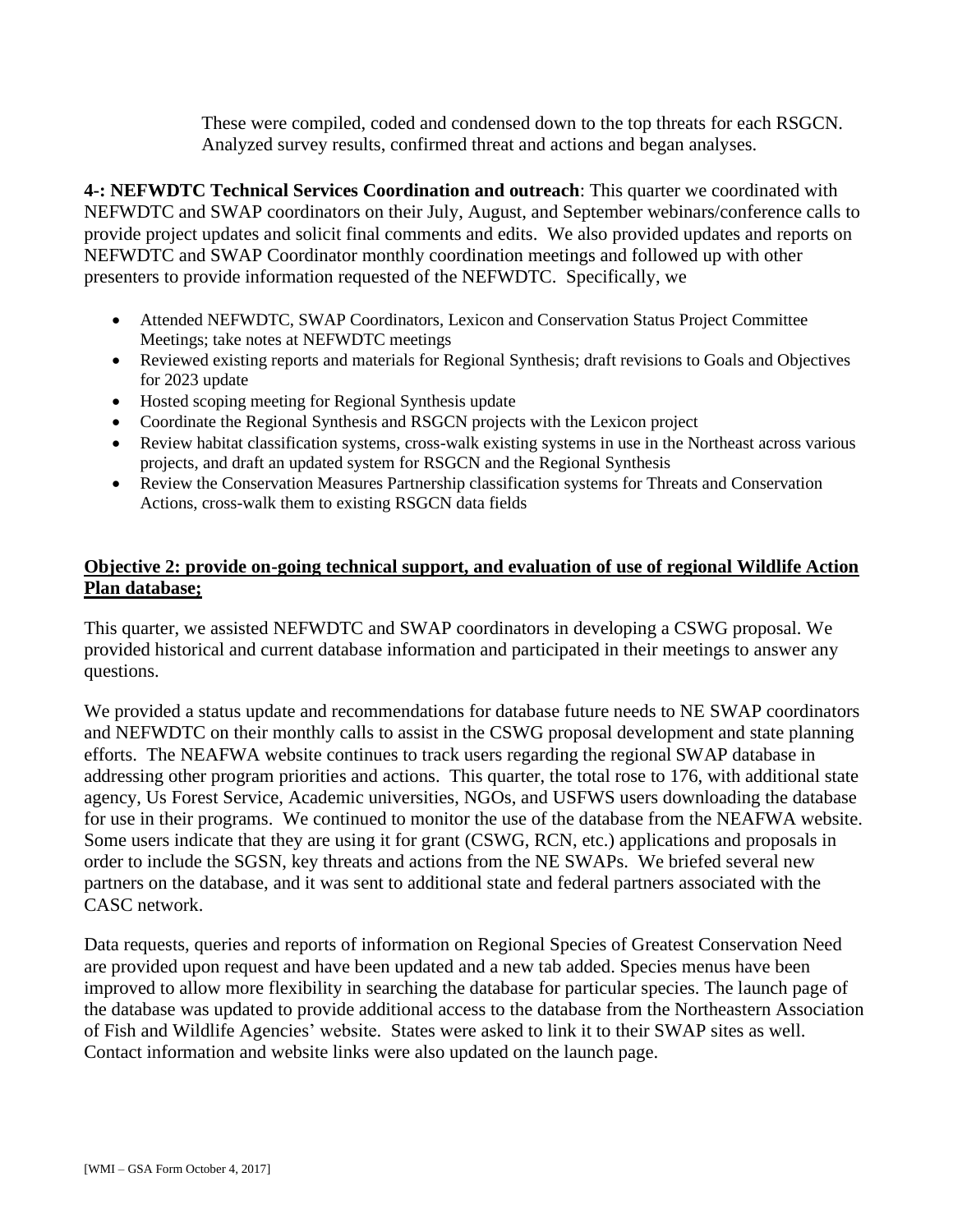These were compiled, coded and condensed down to the top threats for each RSGCN. Analyzed survey results, confirmed threat and actions and began analyses.

**4-: NEFWDTC Technical Services Coordination and outreach**: This quarter we coordinated with NEFWDTC and SWAP coordinators on their July, August, and September webinars/conference calls to provide project updates and solicit final comments and edits. We also provided updates and reports on NEFWDTC and SWAP Coordinator monthly coordination meetings and followed up with other presenters to provide information requested of the NEFWDTC. Specifically, we

- Attended NEFWDTC, SWAP Coordinators, Lexicon and Conservation Status Project Committee Meetings; take notes at NEFWDTC meetings
- Reviewed existing reports and materials for Regional Synthesis; draft revisions to Goals and Objectives for 2023 update
- Hosted scoping meeting for Regional Synthesis update
- Coordinate the Regional Synthesis and RSGCN projects with the Lexicon project
- Review habitat classification systems, cross-walk existing systems in use in the Northeast across various projects, and draft an updated system for RSGCN and the Regional Synthesis
- Review the Conservation Measures Partnership classification systems for Threats and Conservation Actions, cross-walk them to existing RSGCN data fields

**Objective 2: provide on-going technical support, and evaluation of use of regional Wildlife Action Plan database;**

This quarter, we assisted NEFWDTC and SWAP coordinators in developing a CSWG proposal. We provided historical and current database information and participated in their meetings to answer any questions.

We provided a status update and recommendations for database future needs to NE SWAP coordinators and NEFWDTC on their monthly calls to assist in the CSWG proposal development and state planning efforts. The NEAFWA website continues to track users regarding the regional SWAP database in addressing other program priorities and actions. This quarter, the total rose to 176, with additional state agency, Us Forest Service, Academic universities, NGOs, and USFWS users downloading the database for use in their programs. We continued to monitor the use of the database from the NEAFWA website. Some users indicate that they are using it for grant (CSWG, RCN, etc.) applications and proposals in order to include the SGSN, key threats and actions from the NE SWAPs. We briefed several new partners on the database, and it was sent to additional state and federal partners associated with the CASC network.

Data requests, queries and reports of information on Regional Species of Greatest Conservation Need are provided upon request and have been updated and a new tab added. Species menus have been improved to allow more flexibility in searching the database for particular species. The launch page of the database was updated to provide additional access to the database from the Northeastern Association of Fish and Wildlife Agencies' website. States were asked to link it to their SWAP sites as well. Contact information and website links were also updated on the launch page.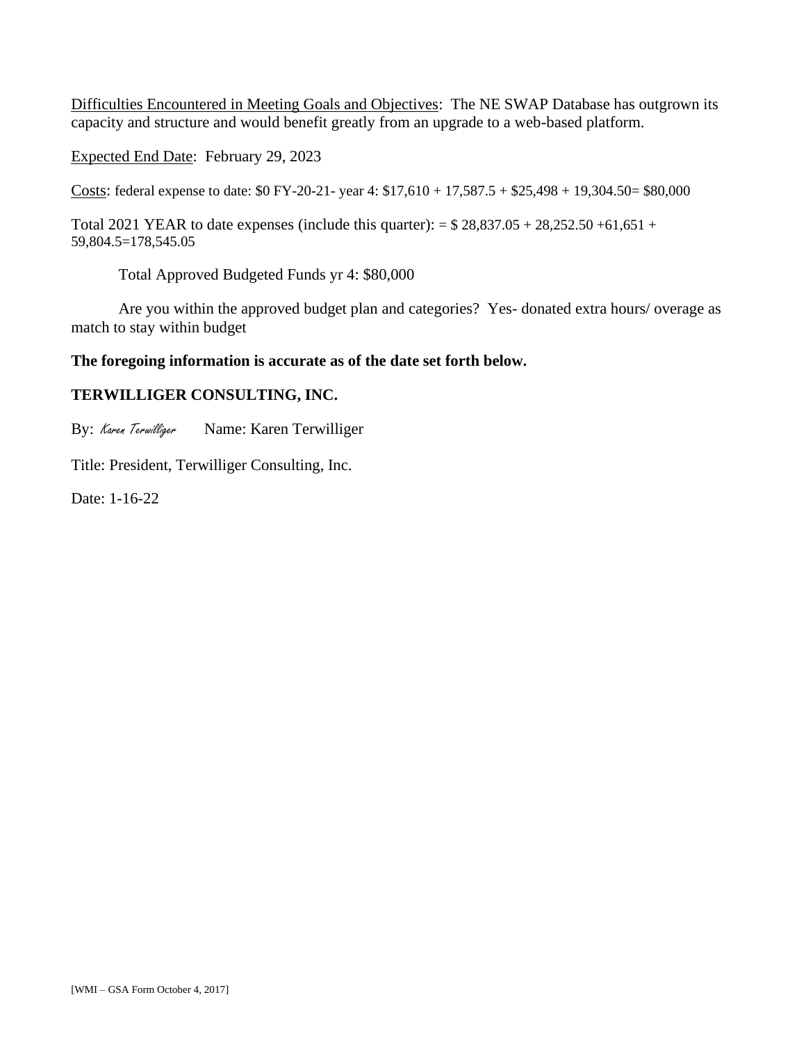Difficulties Encountered in Meeting Goals and Objectives: The NE SWAP Database has outgrown its capacity and structure and would benefit greatly from an upgrade to a web-based platform.

Expected End Date: February 29, 2023

Costs: federal expense to date: $0 FY-20-21- year 4: $17,610 + 17,587.5 + $25,498 + 19,304.50= $80,000

Total 2021 YEAR to date expenses (include this quarter): = $ 28,837.05 + 28,252.50 +61,651 + 59,804.5=178,545.05

Total Approved Budgeted Funds yr 4: $80,000

Are you within the approved budget plan and categories? Yes- donated extra hours/ overage as match to stay within budget

**The foregoing information is accurate as of the date set forth below.**

**TERWILLIGER CONSULTING, INC.**

By: *Karen Terwilliger* Name: Karen Terwilliger

Title: President, Terwilliger Consulting, Inc.

Date: 1-16-22

[WMI – GSA Form October 4, 2017]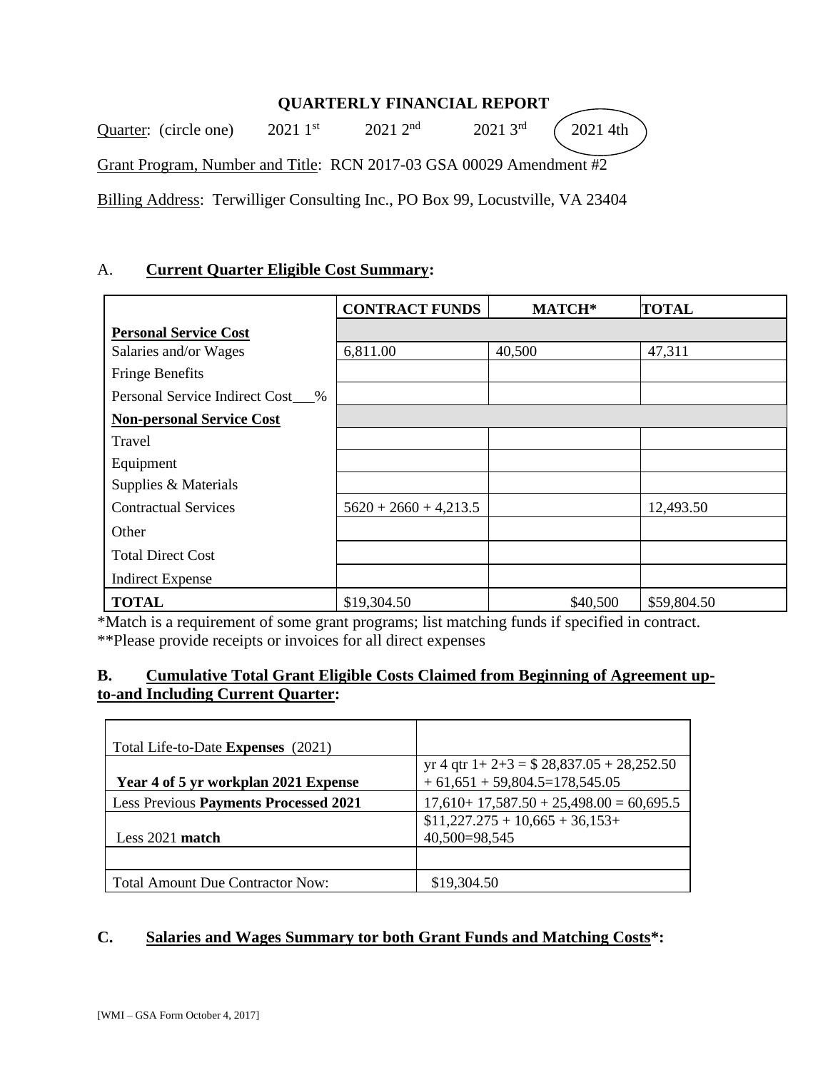## QUARTERLY FINANCIAL REPORT

Quarter: (circle one) 2021 1st 2021 2nd 2021 3rd **(2021 4th)**

Grant Program, Number and Title: RCN 2017-03 GSA 00029 Amendment #2

Billing Address: Terwilliger Consulting Inc., PO Box 99, Locustville, VA 23404

### A. Current Quarter Eligible Cost Summary:

| | CONTRACT FUNDS | MATCH* | TOTAL |
|---|---|---|---|
| **Personal Service Cost** | | | |
| Salaries and/or Wages | 6,811.00 | 40,500 | 47,311 |
| Fringe Benefits | | | |
| Personal Service Indirect Cost___% | | | |
| **Non-personal Service Cost** | | | |
| Travel | | | |
| Equipment | | | |
| Supplies & Materials | | | |
| Contractual Services | 5620 + 2660 + 4,213.5 | | 12,493.50 |
| Other | | | |
| Total Direct Cost | | | |
| Indirect Expense | | | |
| **TOTAL** | $19,304.50 | $40,500 | $59,804.50 |

*Match is a requirement of some grant programs; list matching funds if specified in contract.
**Please provide receipts or invoices for all direct expenses

### B. Cumulative Total Grant Eligible Costs Claimed from Beginning of Agreement up-to-and Including Current Quarter:

| | |
|---|---|
| Total Life-to-Date **Expenses** (2021) | |
| **Year 4 of 5 yr workplan 2021 Expense** | yr 4 qtr 1+ 2+3 = $ 28,837.05 + 28,252.50 + 61,651 + 59,804.5=178,545.05 |
| Less Previous **Payments Processed 2021** | 17,610+ 17,587.50 + 25,498.00 = 60,695.5 |
| Less 2021 **match** | $11,227.275 + 10,665 + 36,153+ 40,500=98,545 |
| | |
| Total Amount Due Contractor Now: | $19,304.50 |

### C. Salaries and Wages Summary tor both Grant Funds and Matching Costs*: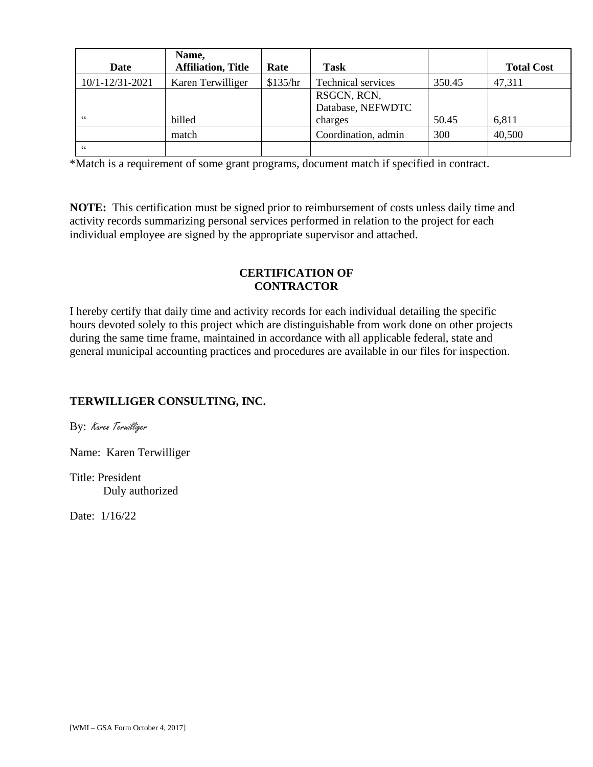| Date | Name, Affiliation, Title | Rate | Task | | Total Cost |
|---|---|---|---|---|---|
| 10/1-12/31-2021 | Karen Terwilliger | $135/hr | Technical services | 350.45 | 47,311 |
| " | billed | | RSGCN, RCN, Database, NEFWDTC charges | 50.45 | 6,811 |
| | match | | Coordination, admin | 300 | 40,500 |
| " | | | | | |

*Match is a requirement of some grant programs, document match if specified in contract.

**NOTE:** This certification must be signed prior to reimbursement of costs unless daily time and activity records summarizing personal services performed in relation to the project for each individual employee are signed by the appropriate supervisor and attached.

**CERTIFICATION OF CONTRACTOR**

I hereby certify that daily time and activity records for each individual detailing the specific hours devoted solely to this project which are distinguishable from work done on other projects during the same time frame, maintained in accordance with all applicable federal, state and general municipal accounting practices and procedures are available in our files for inspection.

**TERWILLIGER CONSULTING, INC.**

By: *Karen Terwilliger*

Name: Karen Terwilliger

Title: President
Duly authorized

Date: 1/16/22

[WMI – GSA Form October 4, 2017]